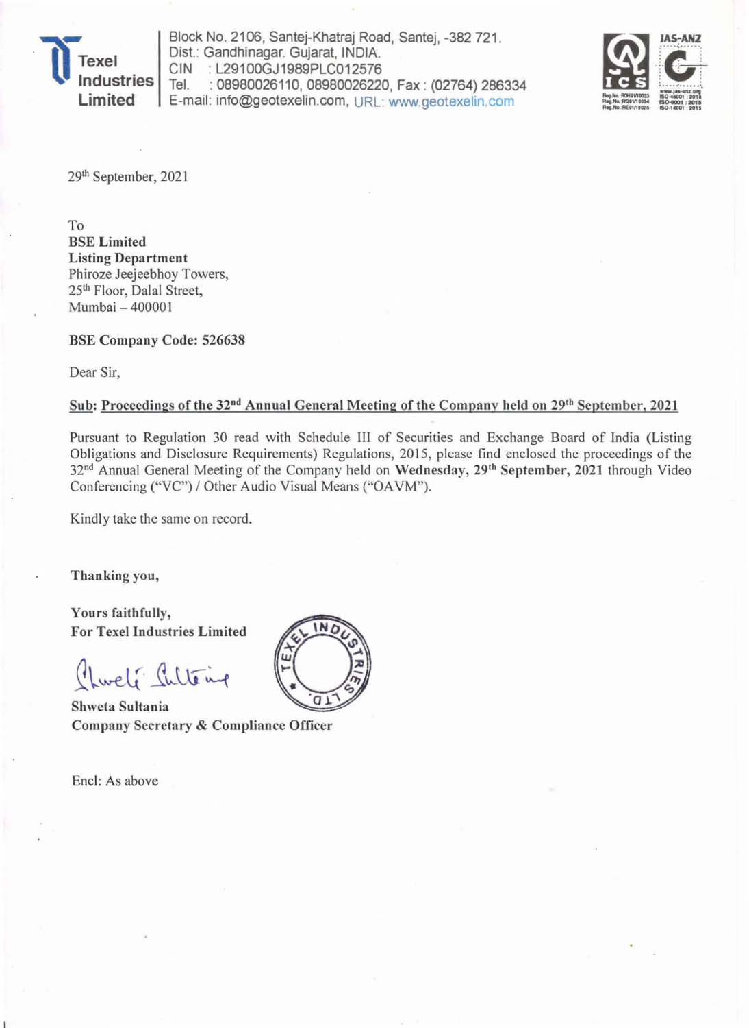**Texel Industries Limited**

Block No. 2106, Santej-Khatraj Road, Santej, -382 721.
Dist.: Gandhinagar. Gujarat, INDIA.
CIN : L29100GJ1989PLC012576
Tel. : 08980026110, 08980026220, Fax : (02764) 286334
E-mail: info@geotexelin.com, URL: www.geotexelin.com

29th September, 2021

To
**BSE Limited**
**Listing Department**
Phiroze Jeejeebhoy Towers,
25th Floor, Dalal Street,
Mumbai – 400001

**BSE Company Code: 526638**

Dear Sir,

**Sub: Proceedings of the 32nd Annual General Meeting of the Company held on 29th September, 2021**

Pursuant to Regulation 30 read with Schedule III of Securities and Exchange Board of India (Listing Obligations and Disclosure Requirements) Regulations, 2015, please find enclosed the proceedings of the 32nd Annual General Meeting of the Company held on **Wednesday, 29th September, 2021** through Video Conferencing ("VC") / Other Audio Visual Means ("OAVM").

Kindly take the same on record.

**Thanking you,**

**Yours faithfully,**
**For Texel Industries Limited**

**Shweta Sultania**
**Company Secretary & Compliance Officer**

Encl: As above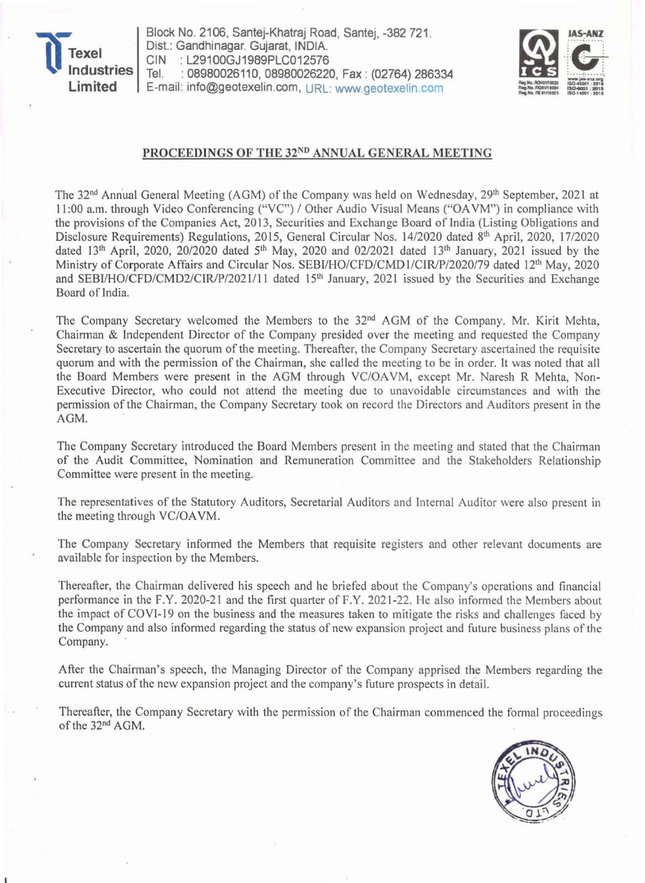**Texel Industries Limited**

Block No. 2106, Santej-Khatraj Road, Santej, -382 721.
Dist.: Gandhinagar. Gujarat, INDIA.
CIN : L29100GJ1989PLC012576
Tel. : 08980026110, 08980026220, Fax : (02764) 286334
E-mail: info@geotexelin.com, URL: www.geotexelin.com

## PROCEEDINGS OF THE 32ND ANNUAL GENERAL MEETING

The 32nd Annual General Meeting (AGM) of the Company was held on Wednesday, 29th September, 2021 at 11:00 a.m. through Video Conferencing ("VC") / Other Audio Visual Means ("OAVM") in compliance with the provisions of the Companies Act, 2013, Securities and Exchange Board of India (Listing Obligations and Disclosure Requirements) Regulations, 2015, General Circular Nos. 14/2020 dated 8th April, 2020, 17/2020 dated 13th April, 2020, 20/2020 dated 5th May, 2020 and 02/2021 dated 13th January, 2021 issued by the Ministry of Corporate Affairs and Circular Nos. SEBI/HO/CFD/CMD1/CIR/P/2020/79 dated 12th May, 2020 and SEBI/HO/CFD/CMD2/CIR/P/2021/11 dated 15th January, 2021 issued by the Securities and Exchange Board of India.

The Company Secretary welcomed the Members to the 32nd AGM of the Company. Mr. Kirit Mehta, Chairman & Independent Director of the Company presided over the meeting and requested the Company Secretary to ascertain the quorum of the meeting. Thereafter, the Company Secretary ascertained the requisite quorum and with the permission of the Chairman, she called the meeting to be in order. It was noted that all the Board Members were present in the AGM through VC/OAVM, except Mr. Naresh R Mehta, Non-Executive Director, who could not attend the meeting due to unavoidable circumstances and with the permission of the Chairman, the Company Secretary took on record the Directors and Auditors present in the AGM.

The Company Secretary introduced the Board Members present in the meeting and stated that the Chairman of the Audit Committee, Nomination and Remuneration Committee and the Stakeholders Relationship Committee were present in the meeting.

The representatives of the Statutory Auditors, Secretarial Auditors and Internal Auditor were also present in the meeting through VC/OAVM.

The Company Secretary informed the Members that requisite registers and other relevant documents are available for inspection by the Members.

Thereafter, the Chairman delivered his speech and he briefed about the Company's operations and financial performance in the F.Y. 2020-21 and the first quarter of F.Y. 2021-22. He also informed the Members about the impact of COVI-19 on the business and the measures taken to mitigate the risks and challenges faced by the Company and also informed regarding the status of new expansion project and future business plans of the Company.

After the Chairman's speech, the Managing Director of the Company apprised the Members regarding the current status of the new expansion project and the company's future prospects in detail.

Thereafter, the Company Secretary with the permission of the Chairman commenced the formal proceedings of the 32nd AGM.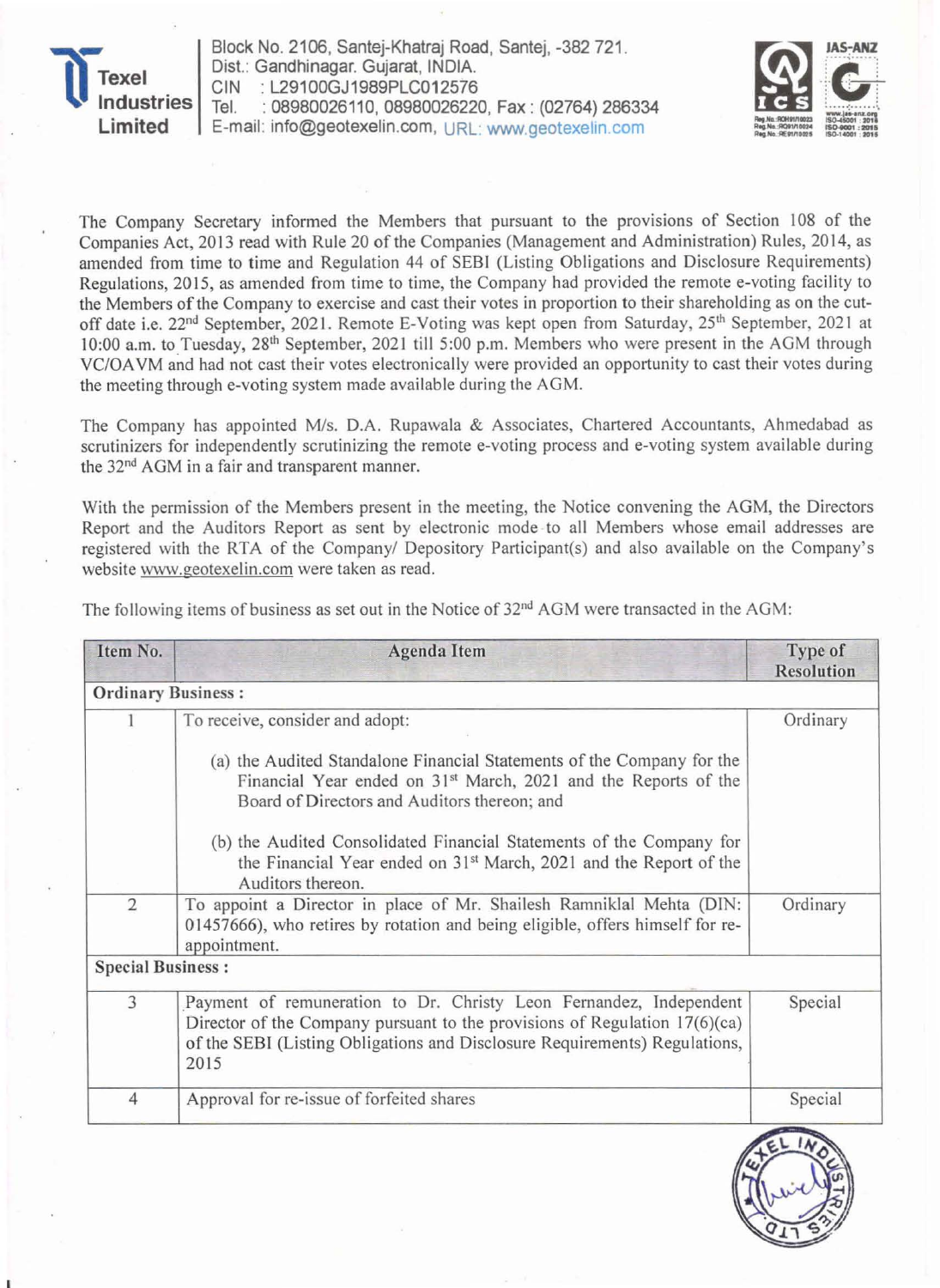The Company Secretary informed the Members that pursuant to the provisions of Section 108 of the Companies Act, 2013 read with Rule 20 of the Companies (Management and Administration) Rules, 2014, as amended from time to time and Regulation 44 of SEBI (Listing Obligations and Disclosure Requirements) Regulations, 2015, as amended from time to time, the Company had provided the remote e-voting facility to the Members of the Company to exercise and cast their votes in proportion to their shareholding as on the cut-off date i.e. 22nd September, 2021. Remote E-Voting was kept open from Saturday, 25th September, 2021 at 10:00 a.m. to Tuesday, 28th September, 2021 till 5:00 p.m. Members who were present in the AGM through VC/OAVM and had not cast their votes electronically were provided an opportunity to cast their votes during the meeting through e-voting system made available during the AGM.

The Company has appointed M/s. D.A. Rupawala & Associates, Chartered Accountants, Ahmedabad as scrutinizers for independently scrutinizing the remote e-voting process and e-voting system available during the 32nd AGM in a fair and transparent manner.

With the permission of the Members present in the meeting, the Notice convening the AGM, the Directors Report and the Auditors Report as sent by electronic mode to all Members whose email addresses are registered with the RTA of the Company/ Depository Participant(s) and also available on the Company's website www.geotexelin.com were taken as read.

The following items of business as set out in the Notice of 32nd AGM were transacted in the AGM:

| Item No. | Agenda Item | Type of Resolution |
|---|---|---|
| **Ordinary Business :** | | |
| 1 | To receive, consider and adopt:<br>(a) the Audited Standalone Financial Statements of the Company for the Financial Year ended on 31st March, 2021 and the Reports of the Board of Directors and Auditors thereon; and<br>(b) the Audited Consolidated Financial Statements of the Company for the Financial Year ended on 31st March, 2021 and the Report of the Auditors thereon. | Ordinary |
| 2 | To appoint a Director in place of Mr. Shailesh Ramniklal Mehta (DIN: 01457666), who retires by rotation and being eligible, offers himself for re-appointment. | Ordinary |
| **Special Business :** | | |
| 3 | Payment of remuneration to Dr. Christy Leon Fernandez, Independent Director of the Company pursuant to the provisions of Regulation 17(6)(ca) of the SEBI (Listing Obligations and Disclosure Requirements) Regulations, 2015 | Special |
| 4 | Approval for re-issue of forfeited shares | Special |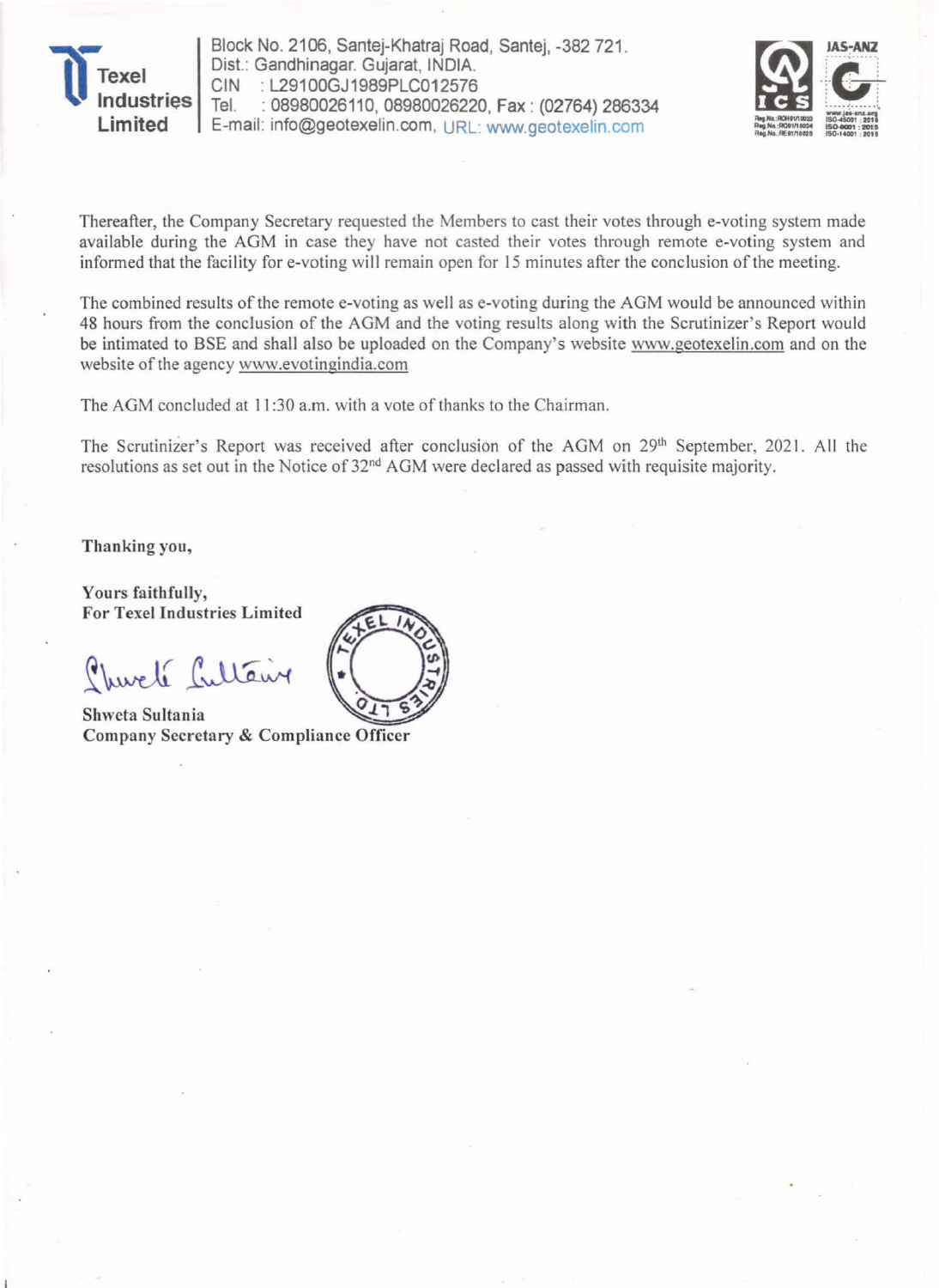Thereafter, the Company Secretary requested the Members to cast their votes through e-voting system made available during the AGM in case they have not casted their votes through remote e-voting system and informed that the facility for e-voting will remain open for 15 minutes after the conclusion of the meeting.

The combined results of the remote e-voting as well as e-voting during the AGM would be announced within 48 hours from the conclusion of the AGM and the voting results along with the Scrutinizer's Report would be intimated to BSE and shall also be uploaded on the Company's website www.geotexelin.com and on the website of the agency www.evotingindia.com

The AGM concluded at 11:30 a.m. with a vote of thanks to the Chairman.

The Scrutinizer's Report was received after conclusion of the AGM on 29th September, 2021. All the resolutions as set out in the Notice of 32nd AGM were declared as passed with requisite majority.

**Thanking you,**

**Yours faithfully,**
**For Texel Industries Limited**

**Shweta Sultania**
**Company Secretary & Compliance Officer**